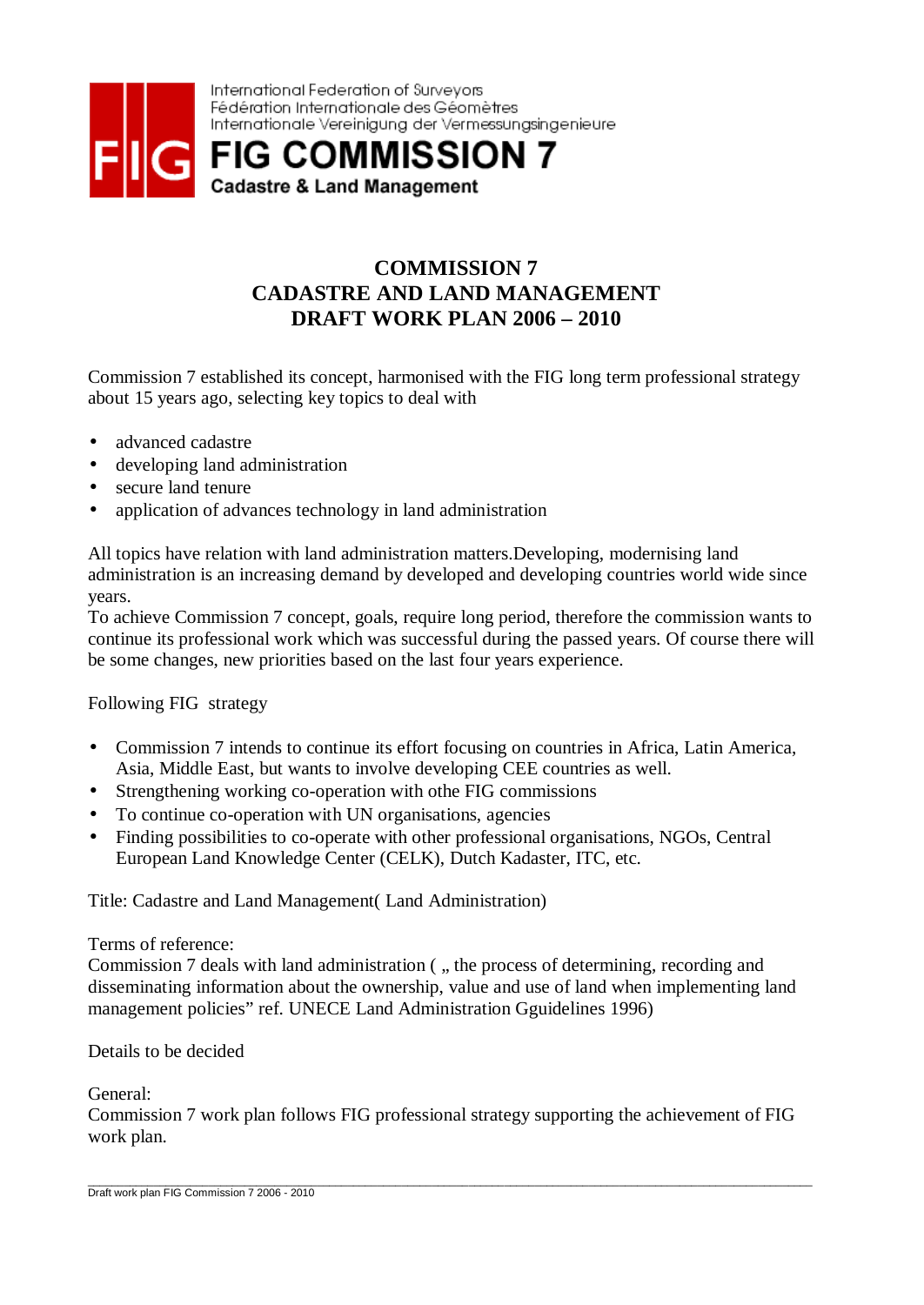International Federation of Surveyors
Fédération Internationale des Géomètres
Internationale Vereinigung der Vermessungsingenieure

**FIG COMMISSION 7**
**Cadastre & Land Management**

# COMMISSION 7
# CADASTRE AND LAND MANAGEMENT
# DRAFT WORK PLAN 2006 – 2010

Commission 7 established its concept, harmonised with the FIG long term professional strategy about 15 years ago, selecting key topics to deal with

- advanced cadastre
- developing land administration
- secure land tenure
- application of advances technology in land administration

All topics have relation with land administration matters.Developing, modernising land administration is an increasing demand by developed and developing countries world wide since years.
To achieve Commission 7 concept, goals, require long period, therefore the commission wants to continue its professional work which was successful during the passed years. Of course there will be some changes, new priorities based on the last four years experience.

Following FIG strategy

- Commission 7 intends to continue its effort focusing on countries in Africa, Latin America, Asia, Middle East, but wants to involve developing CEE countries as well.
- Strengthening working co-operation with othe FIG commissions
- To continue co-operation with UN organisations, agencies
- Finding possibilities to co-operate with other professional organisations, NGOs, Central European Land Knowledge Center (CELK), Dutch Kadaster, ITC, etc.

Title: Cadastre and Land Management( Land Administration)

Terms of reference:
Commission 7 deals with land administration ( „ the process of determining, recording and disseminating information about the ownership, value and use of land when implementing land management policies" ref. UNECE Land Administration Gguidelines 1996)

Details to be decided

General:
Commission 7 work plan follows FIG professional strategy supporting the achievement of FIG work plan.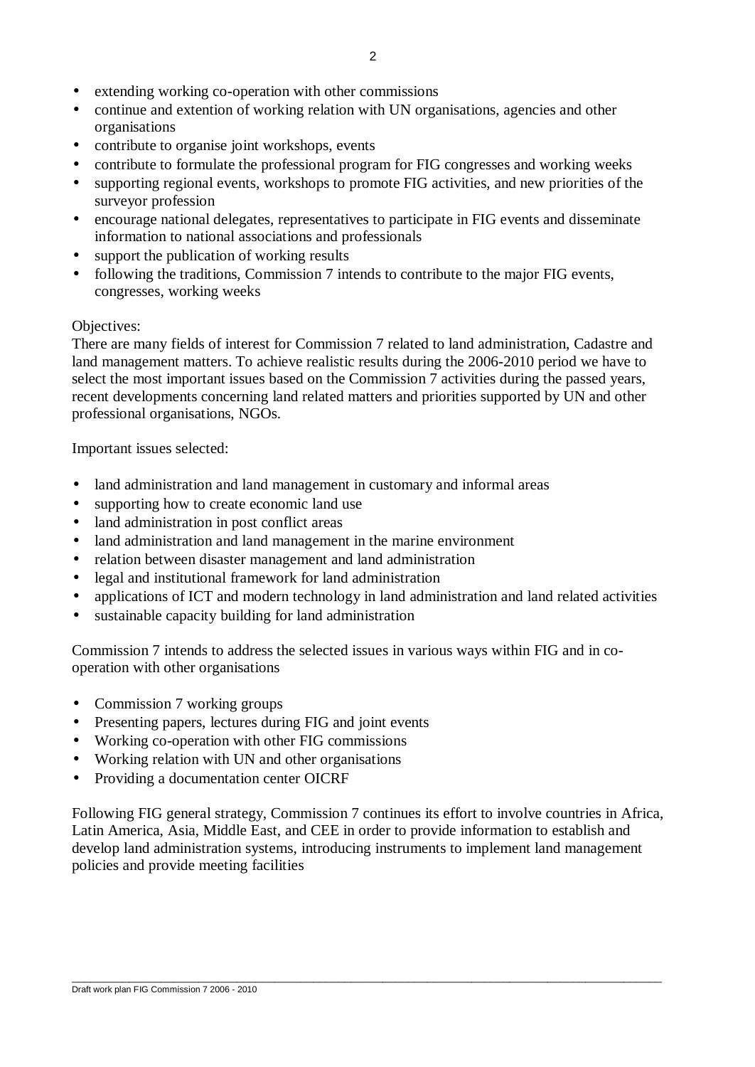- extending working co-operation with other commissions
- continue and extention of working relation with UN organisations, agencies and other organisations
- contribute to organise joint workshops, events
- contribute to formulate the professional program for FIG congresses and working weeks
- supporting regional events, workshops to promote FIG activities, and new priorities of the surveyor profession
- encourage national delegates, representatives to participate in FIG events and disseminate information to national associations and professionals
- support the publication of working results
- following the traditions, Commission 7 intends to contribute to the major FIG events, congresses, working weeks

Objectives:
There are many fields of interest for Commission 7 related to land administration, Cadastre and land management matters. To achieve realistic results during the 2006-2010 period we have to select the most important issues based on the Commission 7 activities during the passed years, recent developments concerning land related matters and priorities supported by UN and other professional organisations, NGOs.

Important issues selected:

- land administration and land management in customary and informal areas
- supporting how to create economic land use
- land administration in post conflict areas
- land administration and land management in the marine environment
- relation between disaster management and land administration
- legal and institutional framework for land administration
- applications of ICT and modern technology in land administration and land related activities
- sustainable capacity building for land administration

Commission 7 intends to address the selected issues in various ways within FIG and in co-operation with other organisations

- Commission 7 working groups
- Presenting papers, lectures during FIG and joint events
- Working co-operation with other FIG commissions
- Working relation with UN and other organisations
- Providing a documentation center OICRF

Following FIG general strategy, Commission 7 continues its effort to involve countries in Africa, Latin America, Asia, Middle East, and CEE in order to provide information to establish and develop land administration systems, introducing instruments to implement land management policies and provide meeting facilities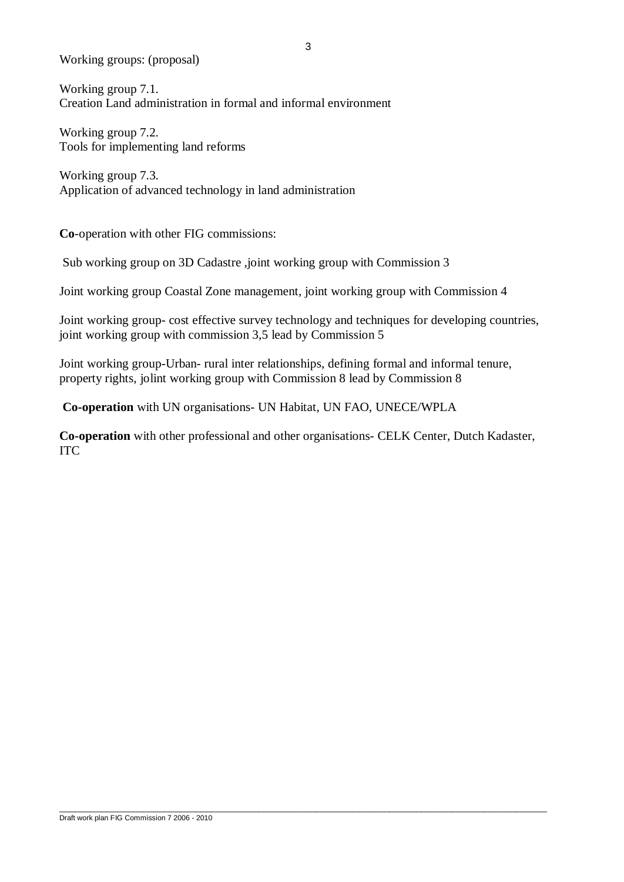Working groups: (proposal)

Working group 7.1.
Creation Land administration in formal and informal environment

Working group 7.2.
Tools for implementing land reforms

Working group 7.3.
Application of advanced technology in land administration

**Co**-operation with other FIG commissions:

Sub working group on 3D Cadastre ,joint working group with Commission 3

Joint working group Coastal Zone management, joint working group with Commission 4

Joint working group- cost effective survey technology and techniques for developing countries, joint working group with commission 3,5 lead by Commission 5

Joint working group-Urban- rural inter relationships, defining formal and informal tenure, property rights, jolint working group with Commission 8 lead by Commission 8

**Co-operation** with UN organisations- UN Habitat, UN FAO, UNECE/WPLA

**Co-operation** with other professional and other organisations- CELK Center, Dutch Kadaster, ITC